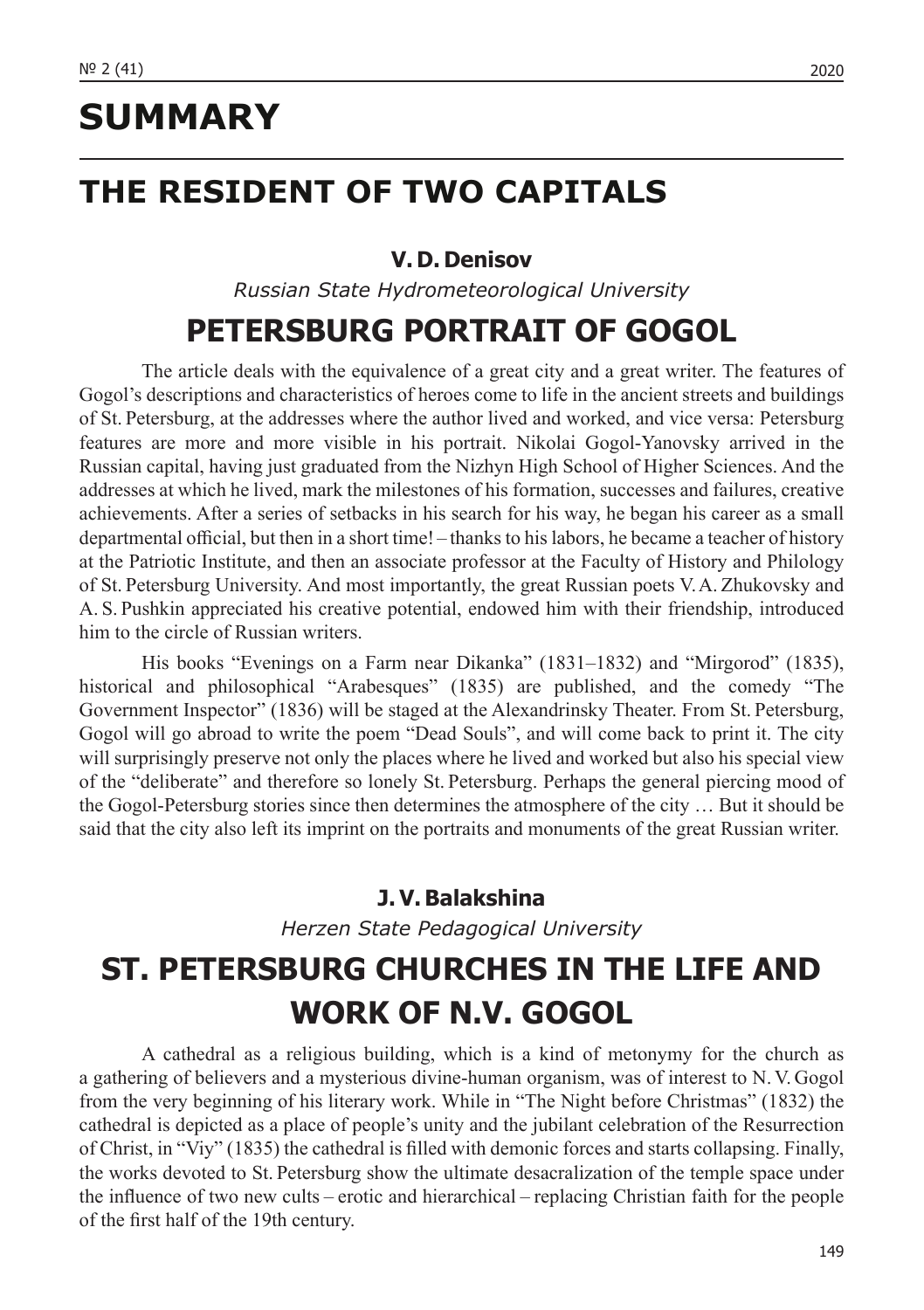# SUMMARY

## THE RESIDENT OF TWO CAPITALS

**V. D. Denisov**

*Russian State Hydrometeorological University*

### PETERSBURG PORTRAIT OF GOGOL

The article deals with the equivalence of a great city and a great writer. The features of Gogol's descriptions and characteristics of heroes come to life in the ancient streets and buildings of St. Petersburg, at the addresses where the author lived and worked, and vice versa: Petersburg features are more and more visible in his portrait. Nikolai Gogol-Yanovsky arrived in the Russian capital, having just graduated from the Nizhyn High School of Higher Sciences. And the addresses at which he lived, mark the milestones of his formation, successes and failures, creative achievements. After a series of setbacks in his search for his way, he began his career as a small departmental official, but then in a short time! – thanks to his labors, he became a teacher of history at the Patriotic Institute, and then an associate professor at the Faculty of History and Philology of St. Petersburg University. And most importantly, the great Russian poets V. A. Zhukovsky and A. S. Pushkin appreciated his creative potential, endowed him with their friendship, introduced him to the circle of Russian writers.

His books "Evenings on a Farm near Dikanka" (1831–1832) and "Mirgorod" (1835), historical and philosophical "Arabesques" (1835) are published, and the comedy "The Government Inspector" (1836) will be staged at the Alexandrinsky Theater. From St. Petersburg, Gogol will go abroad to write the poem "Dead Souls", and will come back to print it. The city will surprisingly preserve not only the places where he lived and worked but also his special view of the "deliberate" and therefore so lonely St. Petersburg. Perhaps the general piercing mood of the Gogol-Petersburg stories since then determines the atmosphere of the city … But it should be said that the city also left its imprint on the portraits and monuments of the great Russian writer.

**J. V. Balakshina**

*Herzen State Pedagogical University*

### ST. PETERSBURG CHURCHES IN THE LIFE AND WORK OF N.V. GOGOL

A cathedral as a religious building, which is a kind of metonymy for the church as a gathering of believers and a mysterious divine-human organism, was of interest to N. V. Gogol from the very beginning of his literary work. While in "The Night before Christmas" (1832) the cathedral is depicted as a place of people's unity and the jubilant celebration of the Resurrection of Christ, in "Viy" (1835) the cathedral is filled with demonic forces and starts collapsing. Finally, the works devoted to St. Petersburg show the ultimate desacralization of the temple space under the influence of two new cults – erotic and hierarchical – replacing Christian faith for the people of the first half of the 19th century.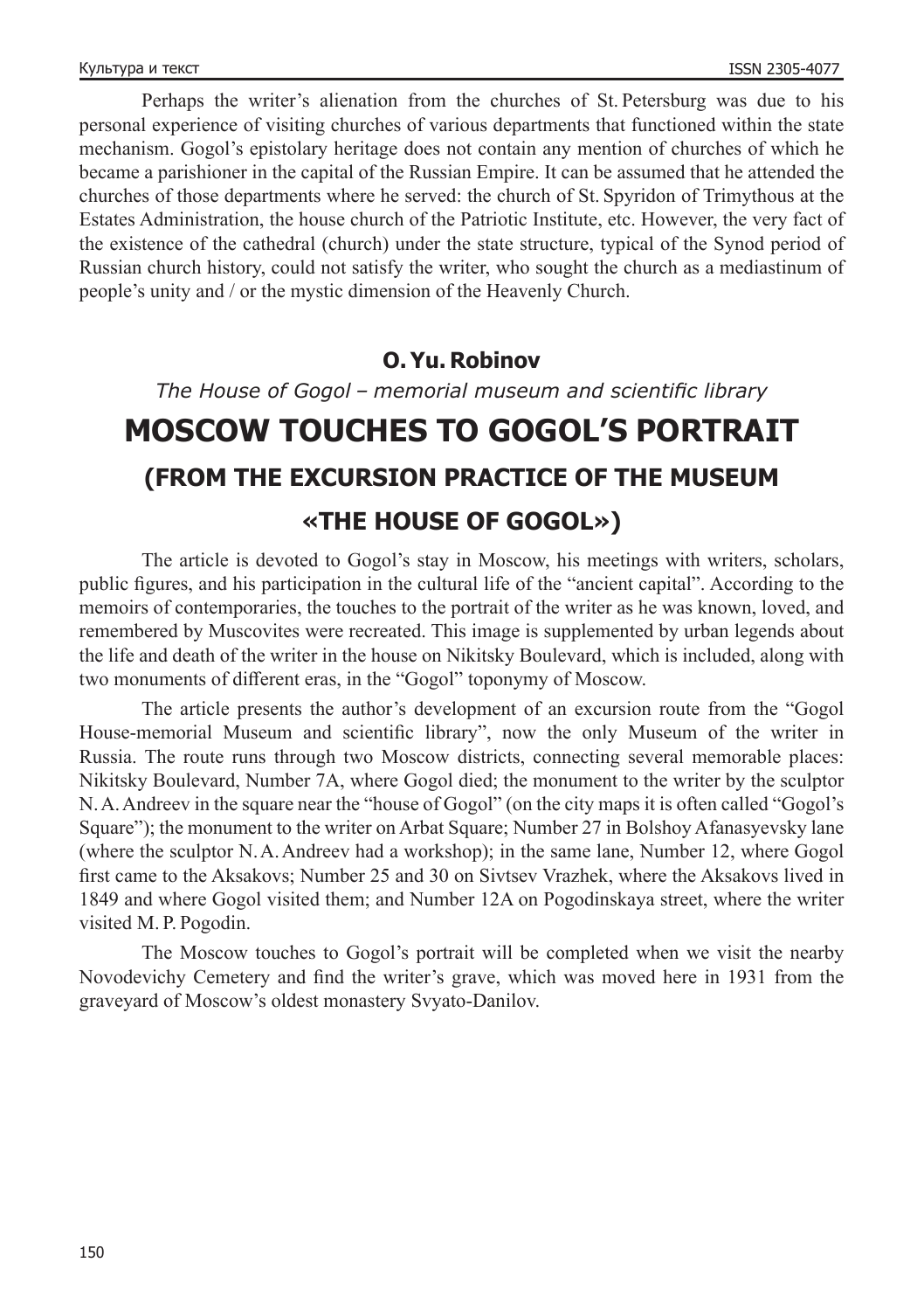Perhaps the writer's alienation from the churches of St. Petersburg was due to his personal experience of visiting churches of various departments that functioned within the state mechanism. Gogol's epistolary heritage does not contain any mention of churches of which he became a parishioner in the capital of the Russian Empire. It can be assumed that he attended the churches of those departments where he served: the church of St. Spyridon of Trimythous at the Estates Administration, the house church of the Patriotic Institute, etc. However, the very fact of the existence of the cathedral (church) under the state structure, typical of the Synod period of Russian church history, could not satisfy the writer, who sought the church as a mediastinum of people's unity and / or the mystic dimension of the Heavenly Church.

**O. Yu. Robinov**

*The House of Gogol – memorial museum and scientific library*

# MOSCOW TOUCHES TO GOGOL'S PORTRAIT

## (FROM THE EXCURSION PRACTICE OF THE MUSEUM «THE HOUSE OF GOGOL»)

The article is devoted to Gogol's stay in Moscow, his meetings with writers, scholars, public figures, and his participation in the cultural life of the "ancient capital". According to the memoirs of contemporaries, the touches to the portrait of the writer as he was known, loved, and remembered by Muscovites were recreated. This image is supplemented by urban legends about the life and death of the writer in the house on Nikitsky Boulevard, which is included, along with two monuments of different eras, in the "Gogol" toponymy of Moscow.

The article presents the author's development of an excursion route from the "Gogol House-memorial Museum and scientific library", now the only Museum of the writer in Russia. The route runs through two Moscow districts, connecting several memorable places: Nikitsky Boulevard, Number 7A, where Gogol died; the monument to the writer by the sculptor N. A. Andreev in the square near the "house of Gogol" (on the city maps it is often called "Gogol's Square"); the monument to the writer on Arbat Square; Number 27 in Bolshoy Afanasyevsky lane (where the sculptor N. A. Andreev had a workshop); in the same lane, Number 12, where Gogol first came to the Aksakovs; Number 25 and 30 on Sivtsev Vrazhek, where the Aksakovs lived in 1849 and where Gogol visited them; and Number 12A on Pogodinskaya street, where the writer visited M. P. Pogodin.

The Moscow touches to Gogol's portrait will be completed when we visit the nearby Novodevichy Cemetery and find the writer's grave, which was moved here in 1931 from the graveyard of Moscow's oldest monastery Svyato-Danilov.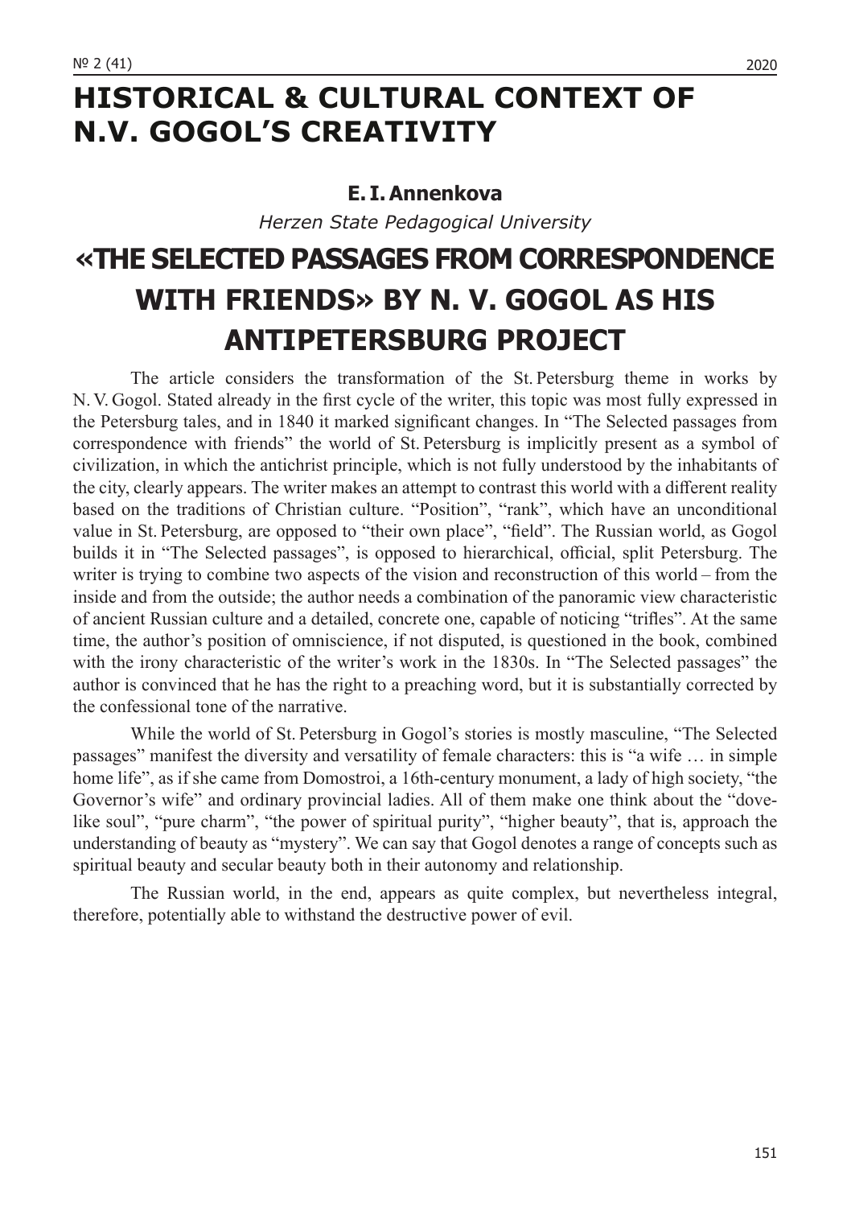# HISTORICAL & CULTURAL CONTEXT OF N.V. GOGOL'S CREATIVITY

**E. I. Annenkova**

*Herzen State Pedagogical University*

## «THE SELECTED PASSAGES FROM CORRESPONDENCE WITH FRIENDS» BY N. V. GOGOL AS HIS ANTIPETERSBURG PROJECT

The article considers the transformation of the St. Petersburg theme in works by N. V. Gogol. Stated already in the first cycle of the writer, this topic was most fully expressed in the Petersburg tales, and in 1840 it marked significant changes. In "The Selected passages from correspondence with friends" the world of St. Petersburg is implicitly present as a symbol of civilization, in which the antichrist principle, which is not fully understood by the inhabitants of the city, clearly appears. The writer makes an attempt to contrast this world with a different reality based on the traditions of Christian culture. "Position", "rank", which have an unconditional value in St. Petersburg, are opposed to "their own place", "field". The Russian world, as Gogol builds it in "The Selected passages", is opposed to hierarchical, official, split Petersburg. The writer is trying to combine two aspects of the vision and reconstruction of this world – from the inside and from the outside; the author needs a combination of the panoramic view characteristic of ancient Russian culture and a detailed, concrete one, capable of noticing "trifles". At the same time, the author's position of omniscience, if not disputed, is questioned in the book, combined with the irony characteristic of the writer's work in the 1830s. In "The Selected passages" the author is convinced that he has the right to a preaching word, but it is substantially corrected by the confessional tone of the narrative.

While the world of St. Petersburg in Gogol's stories is mostly masculine, "The Selected passages" manifest the diversity and versatility of female characters: this is "a wife … in simple home life", as if she came from Domostroi, a 16th-century monument, a lady of high society, "the Governor's wife" and ordinary provincial ladies. All of them make one think about the "dove-like soul", "pure charm", "the power of spiritual purity", "higher beauty", that is, approach the understanding of beauty as "mystery". We can say that Gogol denotes a range of concepts such as spiritual beauty and secular beauty both in their autonomy and relationship.

The Russian world, in the end, appears as quite complex, but nevertheless integral, therefore, potentially able to withstand the destructive power of evil.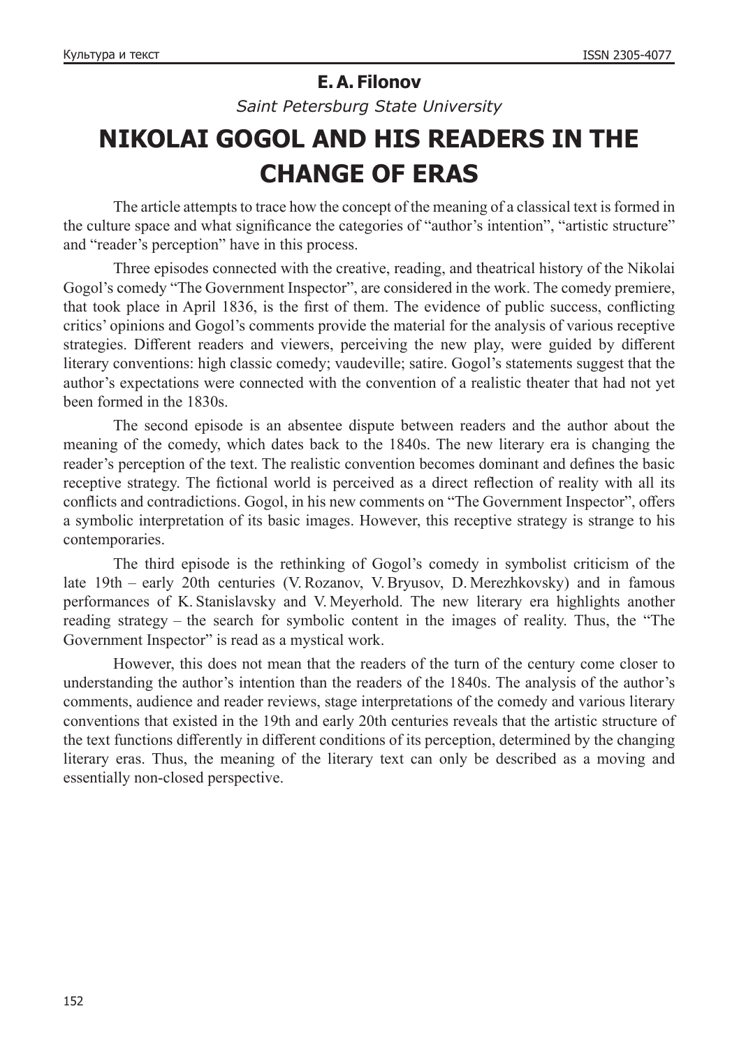**E. A. Filonov**

*Saint Petersburg State University*

# NIKOLAI GOGOL AND HIS READERS IN THE CHANGE OF ERAS

The article attempts to trace how the concept of the meaning of a classical text is formed in the culture space and what significance the categories of "author's intention", "artistic structure" and "reader's perception" have in this process.

Three episodes connected with the creative, reading, and theatrical history of the Nikolai Gogol's comedy "The Government Inspector", are considered in the work. The comedy premiere, that took place in April 1836, is the first of them. The evidence of public success, conflicting critics' opinions and Gogol's comments provide the material for the analysis of various receptive strategies. Different readers and viewers, perceiving the new play, were guided by different literary conventions: high classic comedy; vaudeville; satire. Gogol's statements suggest that the author's expectations were connected with the convention of a realistic theater that had not yet been formed in the 1830s.

The second episode is an absentee dispute between readers and the author about the meaning of the comedy, which dates back to the 1840s. The new literary era is changing the reader's perception of the text. The realistic convention becomes dominant and defines the basic receptive strategy. The fictional world is perceived as a direct reflection of reality with all its conflicts and contradictions. Gogol, in his new comments on "The Government Inspector", offers a symbolic interpretation of its basic images. However, this receptive strategy is strange to his contemporaries.

The third episode is the rethinking of Gogol's comedy in symbolist criticism of the late 19th – early 20th centuries (V. Rozanov, V. Bryusov, D. Merezhkovsky) and in famous performances of K. Stanislavsky and V. Meyerhold. The new literary era highlights another reading strategy – the search for symbolic content in the images of reality. Thus, the "The Government Inspector" is read as a mystical work.

However, this does not mean that the readers of the turn of the century come closer to understanding the author's intention than the readers of the 1840s. The analysis of the author's comments, audience and reader reviews, stage interpretations of the comedy and various literary conventions that existed in the 19th and early 20th centuries reveals that the artistic structure of the text functions differently in different conditions of its perception, determined by the changing literary eras. Thus, the meaning of the literary text can only be described as a moving and essentially non-closed perspective.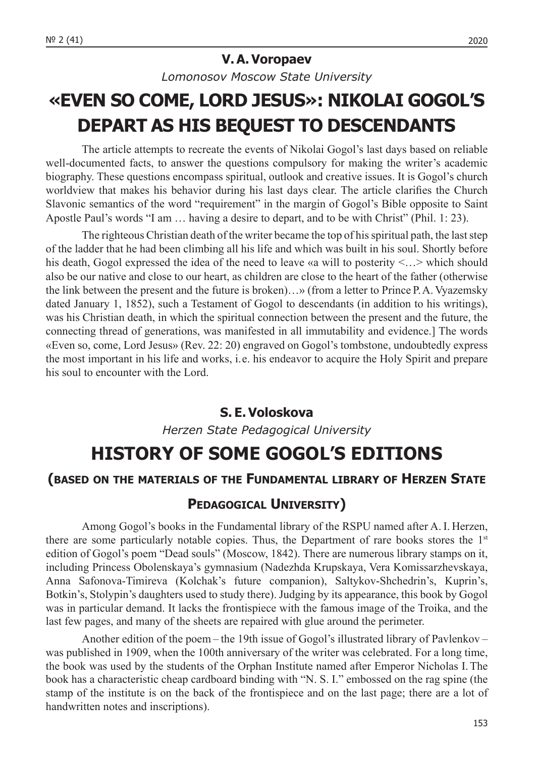**V. A. Voropaev**

*Lomonosov Moscow State University*

# «EVEN SO COME, LORD JESUS»: NIKOLAI GOGOL'S DEPART AS HIS BEQUEST TO DESCENDANTS

The article attempts to recreate the events of Nikolai Gogol's last days based on reliable well-documented facts, to answer the questions compulsory for making the writer's academic biography. These questions encompass spiritual, outlook and creative issues. It is Gogol's church worldview that makes his behavior during his last days clear. The article clarifies the Church Slavonic semantics of the word "requirement" in the margin of Gogol's Bible opposite to Saint Apostle Paul's words "I am … having a desire to depart, and to be with Christ" (Phil. 1: 23).

The righteous Christian death of the writer became the top of his spiritual path, the last step of the ladder that he had been climbing all his life and which was built in his soul. Shortly before his death, Gogol expressed the idea of the need to leave «a will to posterity <…> which should also be our native and close to our heart, as children are close to the heart of the father (otherwise the link between the present and the future is broken)…» (from a letter to Prince P. A. Vyazemsky dated January 1, 1852), such a Testament of Gogol to descendants (in addition to his writings), was his Christian death, in which the spiritual connection between the present and the future, the connecting thread of generations, was manifested in all immutability and evidence.] The words «Even so, come, Lord Jesus» (Rev. 22: 20) engraved on Gogol's tombstone, undoubtedly express the most important in his life and works, i.e. his endeavor to acquire the Holy Spirit and prepare his soul to encounter with the Lord.

**S. E. Voloskova**

*Herzen State Pedagogical University*

# HISTORY OF SOME GOGOL'S EDITIONS

## (BASED ON THE MATERIALS OF THE FUNDAMENTAL LIBRARY OF HERZEN STATE PEDAGOGICAL UNIVERSITY)

Among Gogol's books in the Fundamental library of the RSPU named after A. I. Herzen, there are some particularly notable copies. Thus, the Department of rare books stores the 1st edition of Gogol's poem "Dead souls" (Moscow, 1842). There are numerous library stamps on it, including Princess Obolenskaya's gymnasium (Nadezhda Krupskaya, Vera Komissarzhevskaya, Anna Safonova-Timireva (Kolchak's future companion), Saltykov-Shchedrin's, Kuprin's, Botkin's, Stolypin's daughters used to study there). Judging by its appearance, this book by Gogol was in particular demand. It lacks the frontispiece with the famous image of the Troika, and the last few pages, and many of the sheets are repaired with glue around the perimeter.

Another edition of the poem – the 19th issue of Gogol's illustrated library of Pavlenkov – was published in 1909, when the 100th anniversary of the writer was celebrated. For a long time, the book was used by the students of the Orphan Institute named after Emperor Nicholas I. The book has a characteristic cheap cardboard binding with "N. S. I." embossed on the rag spine (the stamp of the institute is on the back of the frontispiece and on the last page; there are a lot of handwritten notes and inscriptions).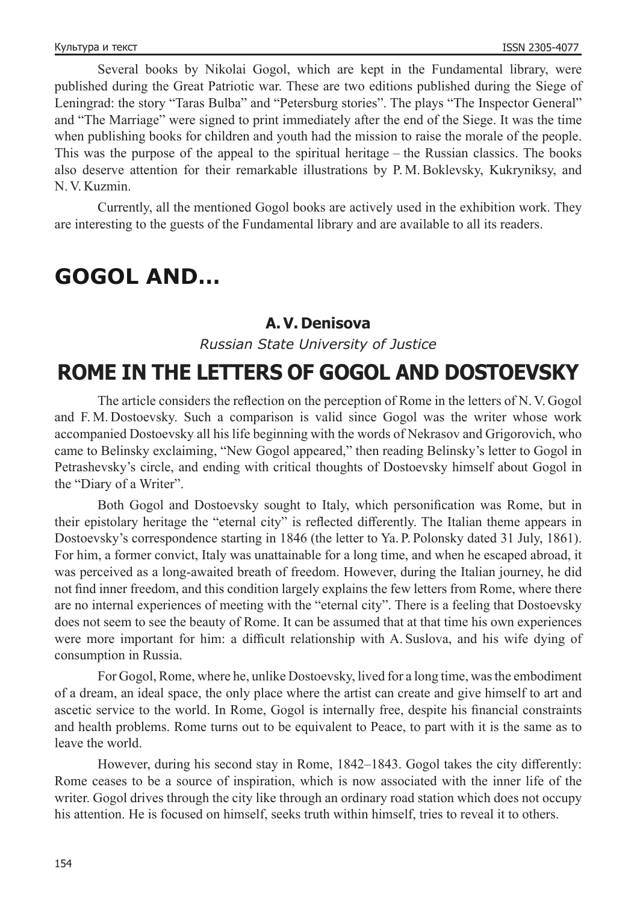Several books by Nikolai Gogol, which are kept in the Fundamental library, were published during the Great Patriotic war. These are two editions published during the Siege of Leningrad: the story "Taras Bulba" and "Petersburg stories". The plays "The Inspector General" and "The Marriage" were signed to print immediately after the end of the Siege. It was the time when publishing books for children and youth had the mission to raise the morale of the people. This was the purpose of the appeal to the spiritual heritage – the Russian classics. The books also deserve attention for their remarkable illustrations by P. M. Boklevsky, Kukryniksy, and N. V. Kuzmin.

Currently, all the mentioned Gogol books are actively used in the exhibition work. They are interesting to the guests of the Fundamental library and are available to all its readers.

# GOGOL AND…

**A. V. Denisova**

*Russian State University of Justice*

## ROME IN THE LETTERS OF GOGOL AND DOSTOEVSKY

The article considers the reflection on the perception of Rome in the letters of N. V. Gogol and F. M. Dostoevsky. Such a comparison is valid since Gogol was the writer whose work accompanied Dostoevsky all his life beginning with the words of Nekrasov and Grigorovich, who came to Belinsky exclaiming, "New Gogol appeared," then reading Belinsky's letter to Gogol in Petrashevsky's circle, and ending with critical thoughts of Dostoevsky himself about Gogol in the "Diary of a Writer".

Both Gogol and Dostoevsky sought to Italy, which personification was Rome, but in their epistolary heritage the "eternal city" is reflected differently. The Italian theme appears in Dostoevsky's correspondence starting in 1846 (the letter to Ya. P. Polonsky dated 31 July, 1861). For him, a former convict, Italy was unattainable for a long time, and when he escaped abroad, it was perceived as a long-awaited breath of freedom. However, during the Italian journey, he did not find inner freedom, and this condition largely explains the few letters from Rome, where there are no internal experiences of meeting with the "eternal city". There is a feeling that Dostoevsky does not seem to see the beauty of Rome. It can be assumed that at that time his own experiences were more important for him: a difficult relationship with A. Suslova, and his wife dying of consumption in Russia.

For Gogol, Rome, where he, unlike Dostoevsky, lived for a long time, was the embodiment of a dream, an ideal space, the only place where the artist can create and give himself to art and ascetic service to the world. In Rome, Gogol is internally free, despite his financial constraints and health problems. Rome turns out to be equivalent to Peace, to part with it is the same as to leave the world.

However, during his second stay in Rome, 1842–1843. Gogol takes the city differently: Rome ceases to be a source of inspiration, which is now associated with the inner life of the writer. Gogol drives through the city like through an ordinary road station which does not occupy his attention. He is focused on himself, seeks truth within himself, tries to reveal it to others.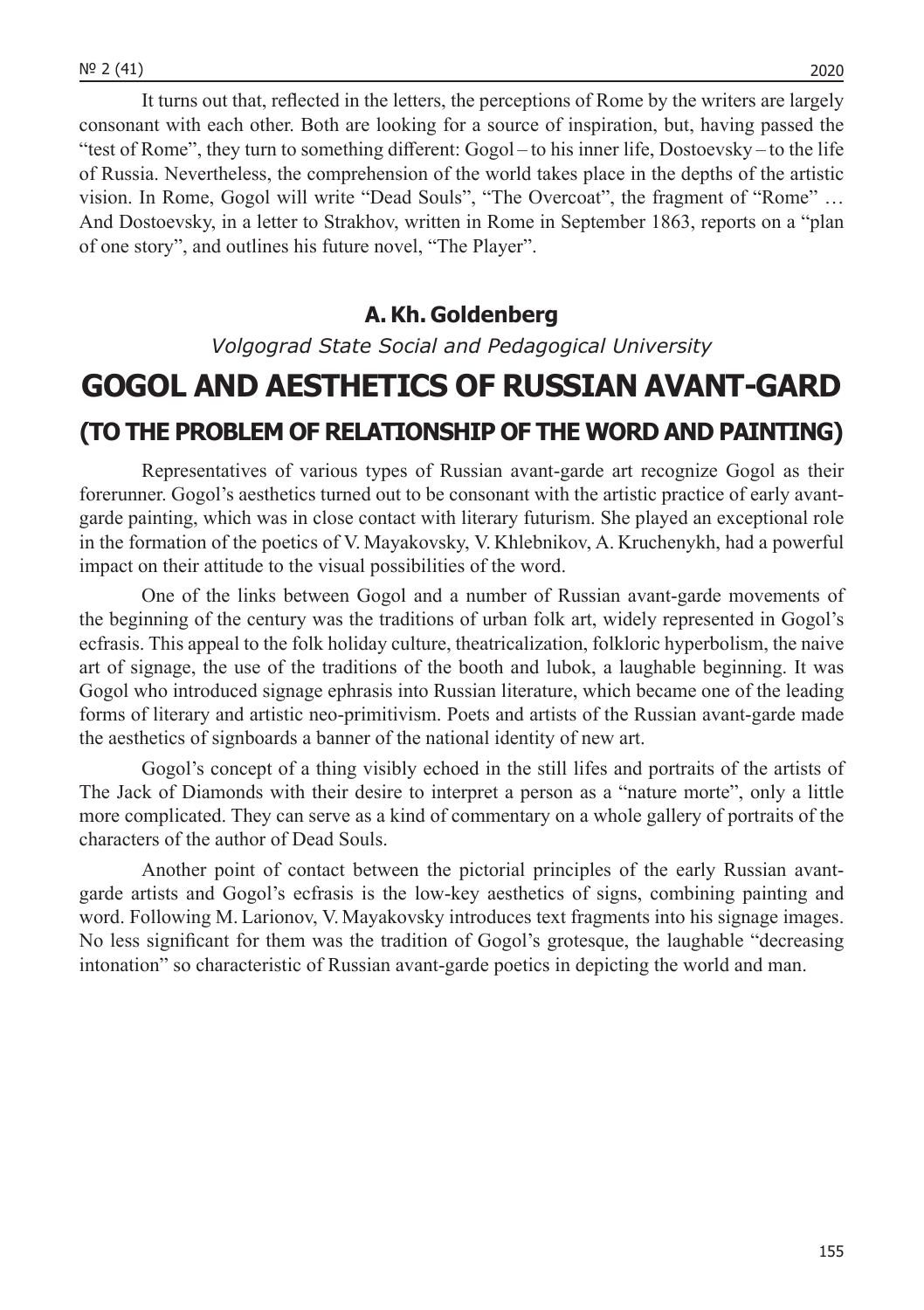It turns out that, reflected in the letters, the perceptions of Rome by the writers are largely consonant with each other. Both are looking for a source of inspiration, but, having passed the "test of Rome", they turn to something different: Gogol – to his inner life, Dostoevsky – to the life of Russia. Nevertheless, the comprehension of the world takes place in the depths of the artistic vision. In Rome, Gogol will write "Dead Souls", "The Overcoat", the fragment of "Rome" … And Dostoevsky, in a letter to Strakhov, written in Rome in September 1863, reports on a "plan of one story", and outlines his future novel, "The Player".

**A. Kh. Goldenberg**

*Volgograd State Social and Pedagogical University*

# GOGOL AND AESTHETICS OF RUSSIAN AVANT-GARD

## (TO THE PROBLEM OF RELATIONSHIP OF THE WORD AND PAINTING)

Representatives of various types of Russian avant-garde art recognize Gogol as their forerunner. Gogol's aesthetics turned out to be consonant with the artistic practice of early avant-garde painting, which was in close contact with literary futurism. She played an exceptional role in the formation of the poetics of V. Mayakovsky, V. Khlebnikov, A. Kruchenykh, had a powerful impact on their attitude to the visual possibilities of the word.

One of the links between Gogol and a number of Russian avant-garde movements of the beginning of the century was the traditions of urban folk art, widely represented in Gogol's ecfrasis. This appeal to the folk holiday culture, theatricalization, folkloric hyperbolism, the naive art of signage, the use of the traditions of the booth and lubok, a laughable beginning. It was Gogol who introduced signage ephrasis into Russian literature, which became one of the leading forms of literary and artistic neo-primitivism. Poets and artists of the Russian avant-garde made the aesthetics of signboards a banner of the national identity of new art.

Gogol's concept of a thing visibly echoed in the still lifes and portraits of the artists of The Jack of Diamonds with their desire to interpret a person as a "nature morte", only a little more complicated. They can serve as a kind of commentary on a whole gallery of portraits of the characters of the author of Dead Souls.

Another point of contact between the pictorial principles of the early Russian avant-garde artists and Gogol's ecfrasis is the low-key aesthetics of signs, combining painting and word. Following M. Larionov, V. Mayakovsky introduces text fragments into his signage images. No less significant for them was the tradition of Gogol's grotesque, the laughable "decreasing intonation" so characteristic of Russian avant-garde poetics in depicting the world and man.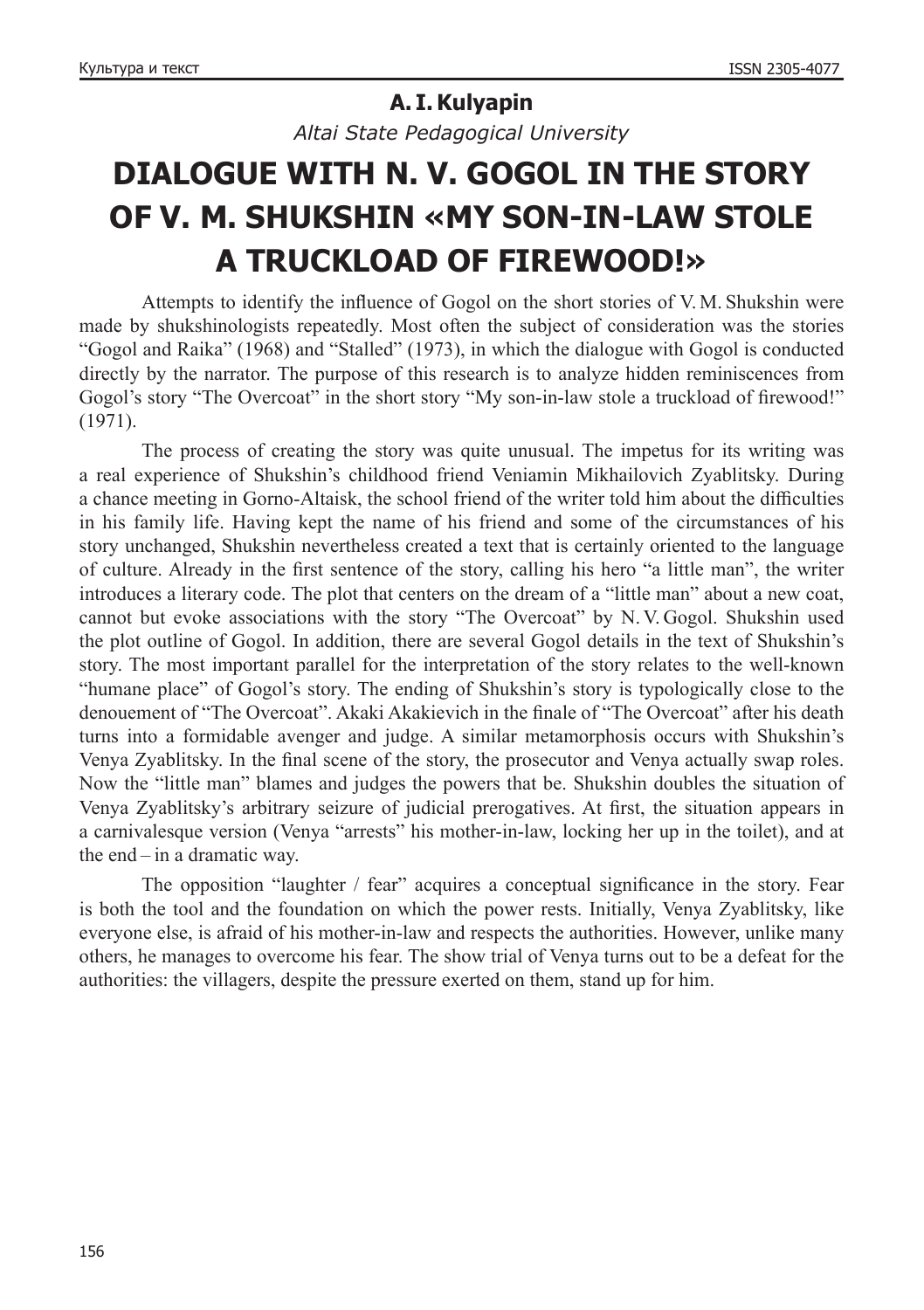**A. I. Kulyapin**

*Altai State Pedagogical University*

# DIALOGUE WITH N. V. GOGOL IN THE STORY OF V. M. SHUKSHIN «MY SON-IN-LAW STOLE A TRUCKLOAD OF FIREWOOD!»

Attempts to identify the influence of Gogol on the short stories of V. M. Shukshin were made by shukshinologists repeatedly. Most often the subject of consideration was the stories "Gogol and Raika" (1968) and "Stalled" (1973), in which the dialogue with Gogol is conducted directly by the narrator. The purpose of this research is to analyze hidden reminiscences from Gogol's story "The Overcoat" in the short story "My son-in-law stole a truckload of firewood!" (1971).

The process of creating the story was quite unusual. The impetus for its writing was a real experience of Shukshin's childhood friend Veniamin Mikhailovich Zyablitsky. During a chance meeting in Gorno-Altaisk, the school friend of the writer told him about the difficulties in his family life. Having kept the name of his friend and some of the circumstances of his story unchanged, Shukshin nevertheless created a text that is certainly oriented to the language of culture. Already in the first sentence of the story, calling his hero "a little man", the writer introduces a literary code. The plot that centers on the dream of a "little man" about a new coat, cannot but evoke associations with the story "The Overcoat" by N. V. Gogol. Shukshin used the plot outline of Gogol. In addition, there are several Gogol details in the text of Shukshin's story. The most important parallel for the interpretation of the story relates to the well-known "humane place" of Gogol's story. The ending of Shukshin's story is typologically close to the denouement of "The Overcoat". Akaki Akakievich in the finale of "The Overcoat" after his death turns into a formidable avenger and judge. A similar metamorphosis occurs with Shukshin's Venya Zyablitsky. In the final scene of the story, the prosecutor and Venya actually swap roles. Now the "little man" blames and judges the powers that be. Shukshin doubles the situation of Venya Zyablitsky's arbitrary seizure of judicial prerogatives. At first, the situation appears in a carnivalesque version (Venya "arrests" his mother-in-law, locking her up in the toilet), and at the end – in a dramatic way.

The opposition "laughter / fear" acquires a conceptual significance in the story. Fear is both the tool and the foundation on which the power rests. Initially, Venya Zyablitsky, like everyone else, is afraid of his mother-in-law and respects the authorities. However, unlike many others, he manages to overcome his fear. The show trial of Venya turns out to be a defeat for the authorities: the villagers, despite the pressure exerted on them, stand up for him.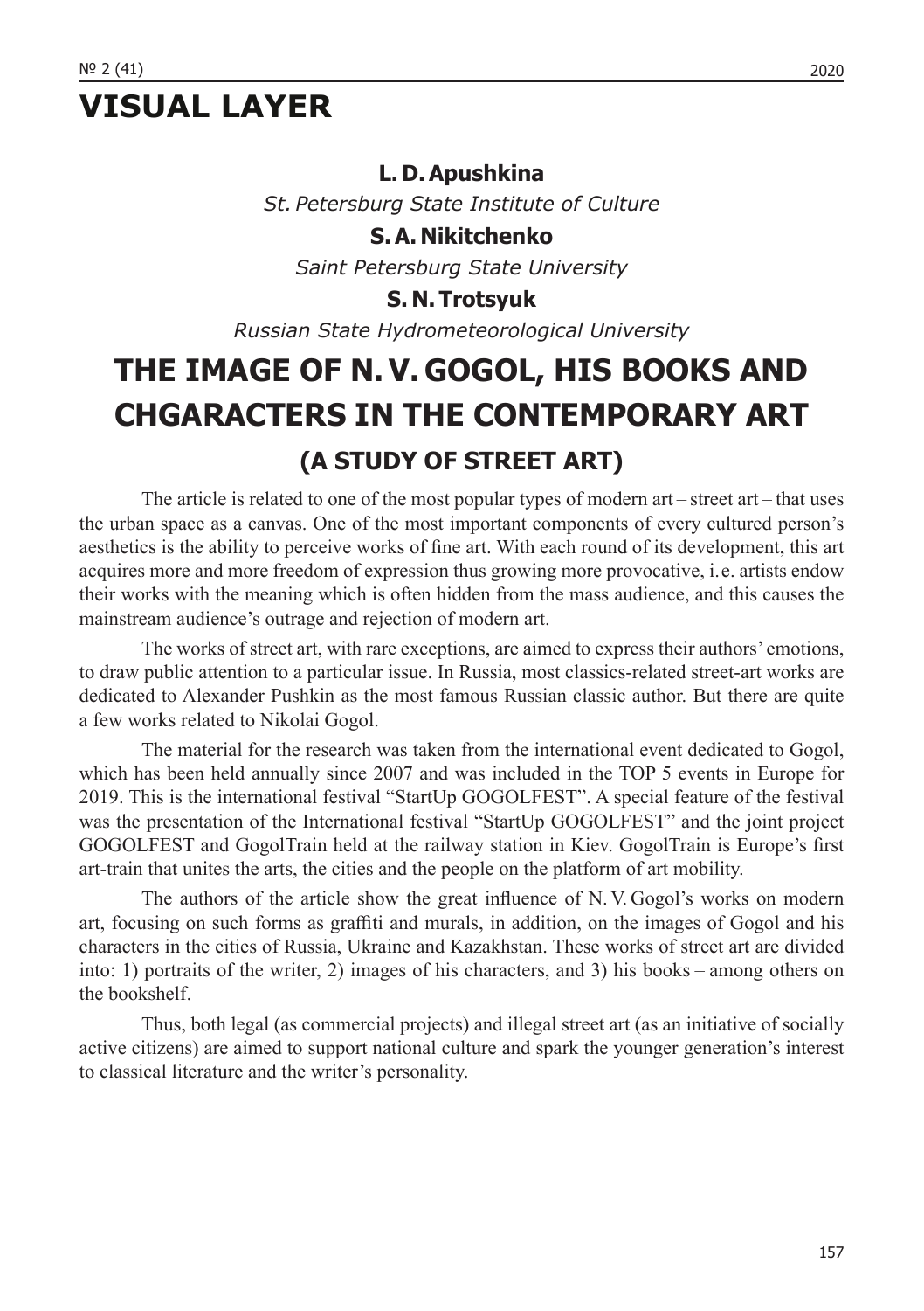# VISUAL LAYER

**L. D. Apushkina**

*St. Petersburg State Institute of Culture*

**S. A. Nikitchenko**

*Saint Petersburg State University*

**S. N. Trotsyuk**

*Russian State Hydrometeorological University*

## THE IMAGE OF N. V. GOGOL, HIS BOOKS AND CHGARACTERS IN THE CONTEMPORARY ART

### (A STUDY OF STREET ART)

The article is related to one of the most popular types of modern art – street art – that uses the urban space as a canvas. One of the most important components of every cultured person's aesthetics is the ability to perceive works of fine art. With each round of its development, this art acquires more and more freedom of expression thus growing more provocative, i. e. artists endow their works with the meaning which is often hidden from the mass audience, and this causes the mainstream audience's outrage and rejection of modern art.

The works of street art, with rare exceptions, are aimed to express their authors' emotions, to draw public attention to a particular issue. In Russia, most classics-related street-art works are dedicated to Alexander Pushkin as the most famous Russian classic author. But there are quite a few works related to Nikolai Gogol.

The material for the research was taken from the international event dedicated to Gogol, which has been held annually since 2007 and was included in the TOP 5 events in Europe for 2019. This is the international festival "StartUp GOGOLFEST". A special feature of the festival was the presentation of the International festival "StartUp GOGOLFEST" and the joint project GOGOLFEST and GogolTrain held at the railway station in Kiev. GogolTrain is Europe's first art-train that unites the arts, the cities and the people on the platform of art mobility.

The authors of the article show the great influence of N. V. Gogol's works on modern art, focusing on such forms as graffiti and murals, in addition, on the images of Gogol and his characters in the cities of Russia, Ukraine and Kazakhstan. These works of street art are divided into: 1) portraits of the writer, 2) images of his characters, and 3) his books – among others on the bookshelf.

Thus, both legal (as commercial projects) and illegal street art (as an initiative of socially active citizens) are aimed to support national culture and spark the younger generation's interest to classical literature and the writer's personality.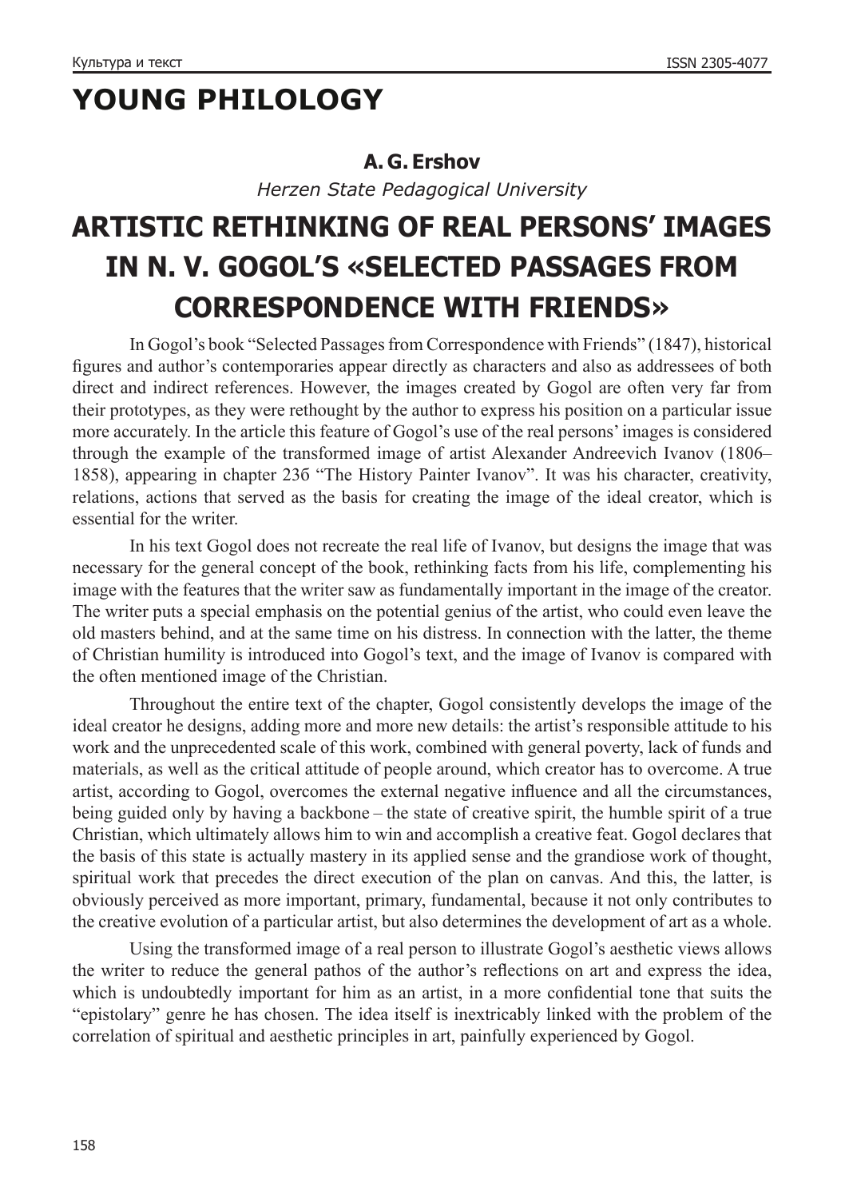# YOUNG PHILOLOGY

**A. G. Ershov**

*Herzen State Pedagogical University*

## ARTISTIC RETHINKING OF REAL PERSONS' IMAGES IN N. V. GOGOL'S «SELECTED PASSAGES FROM CORRESPONDENCE WITH FRIENDS»

In Gogol's book "Selected Passages from Correspondence with Friends" (1847), historical figures and author's contemporaries appear directly as characters and also as addressees of both direct and indirect references. However, the images created by Gogol are often very far from their prototypes, as they were rethought by the author to express his position on a particular issue more accurately. In the article this feature of Gogol's use of the real persons' images is considered through the example of the transformed image of artist Alexander Andreevich Ivanov (1806–1858), appearing in chapter 23б "The History Painter Ivanov". It was his character, creativity, relations, actions that served as the basis for creating the image of the ideal creator, which is essential for the writer.

In his text Gogol does not recreate the real life of Ivanov, but designs the image that was necessary for the general concept of the book, rethinking facts from his life, complementing his image with the features that the writer saw as fundamentally important in the image of the creator. The writer puts a special emphasis on the potential genius of the artist, who could even leave the old masters behind, and at the same time on his distress. In connection with the latter, the theme of Christian humility is introduced into Gogol's text, and the image of Ivanov is compared with the often mentioned image of the Christian.

Throughout the entire text of the chapter, Gogol consistently develops the image of the ideal creator he designs, adding more and more new details: the artist's responsible attitude to his work and the unprecedented scale of this work, combined with general poverty, lack of funds and materials, as well as the critical attitude of people around, which creator has to overcome. A true artist, according to Gogol, overcomes the external negative influence and all the circumstances, being guided only by having a backbone – the state of creative spirit, the humble spirit of a true Christian, which ultimately allows him to win and accomplish a creative feat. Gogol declares that the basis of this state is actually mastery in its applied sense and the grandiose work of thought, spiritual work that precedes the direct execution of the plan on canvas. And this, the latter, is obviously perceived as more important, primary, fundamental, because it not only contributes to the creative evolution of a particular artist, but also determines the development of art as a whole.

Using the transformed image of a real person to illustrate Gogol's aesthetic views allows the writer to reduce the general pathos of the author's reflections on art and express the idea, which is undoubtedly important for him as an artist, in a more confidential tone that suits the "epistolary" genre he has chosen. The idea itself is inextricably linked with the problem of the correlation of spiritual and aesthetic principles in art, painfully experienced by Gogol.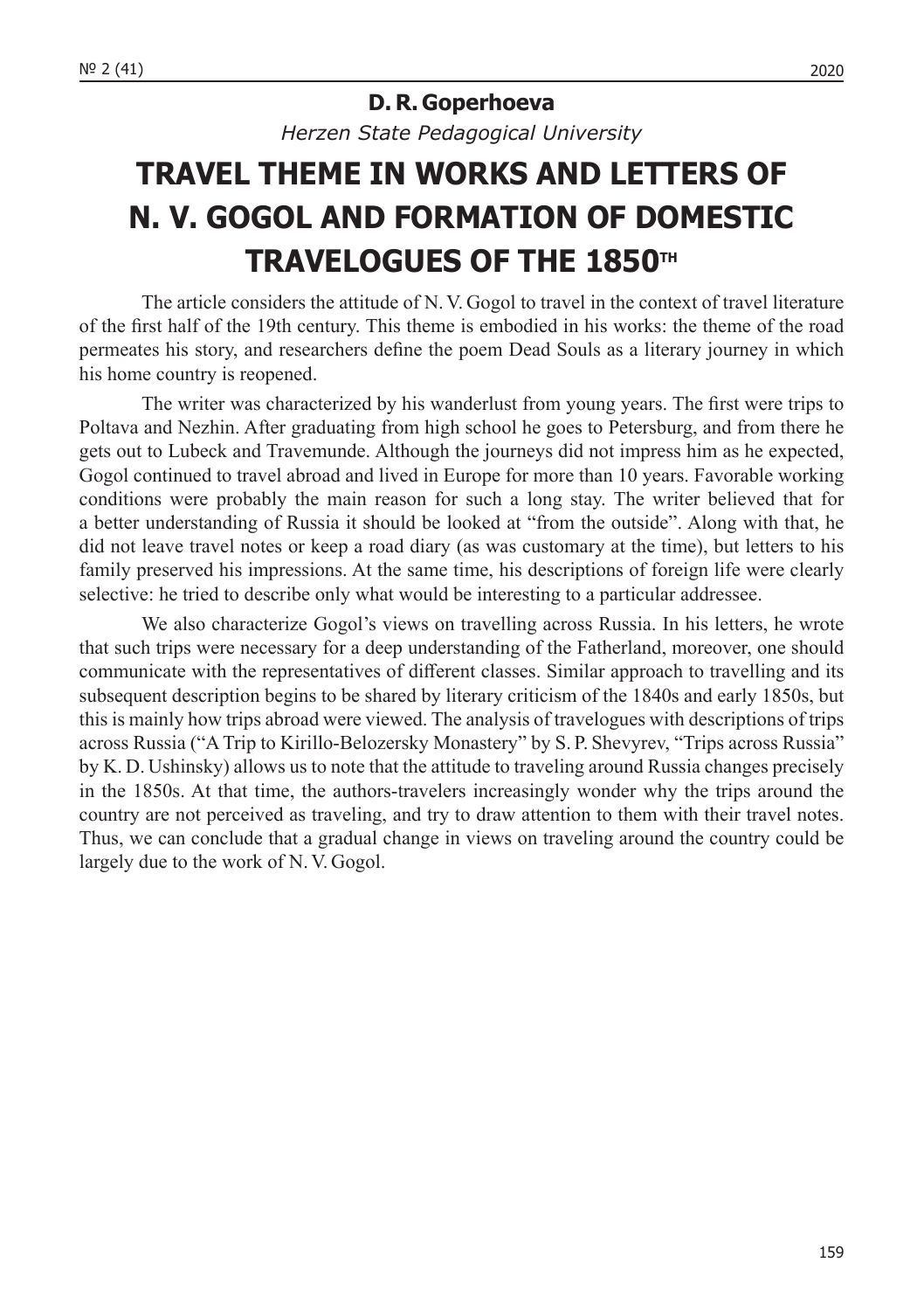**D. R. Goperhoeva**

*Herzen State Pedagogical University*

# TRAVEL THEME IN WORKS AND LETTERS OF N. V. GOGOL AND FORMATION OF DOMESTIC TRAVELOGUES OF THE 1850TH

The article considers the attitude of N. V. Gogol to travel in the context of travel literature of the first half of the 19th century. This theme is embodied in his works: the theme of the road permeates his story, and researchers define the poem Dead Souls as a literary journey in which his home country is reopened.

The writer was characterized by his wanderlust from young years. The first were trips to Poltava and Nezhin. After graduating from high school he goes to Petersburg, and from there he gets out to Lubeck and Travemunde. Although the journeys did not impress him as he expected, Gogol continued to travel abroad and lived in Europe for more than 10 years. Favorable working conditions were probably the main reason for such a long stay. The writer believed that for a better understanding of Russia it should be looked at "from the outside". Along with that, he did not leave travel notes or keep a road diary (as was customary at the time), but letters to his family preserved his impressions. At the same time, his descriptions of foreign life were clearly selective: he tried to describe only what would be interesting to a particular addressee.

We also characterize Gogol's views on travelling across Russia. In his letters, he wrote that such trips were necessary for a deep understanding of the Fatherland, moreover, one should communicate with the representatives of different classes. Similar approach to travelling and its subsequent description begins to be shared by literary criticism of the 1840s and early 1850s, but this is mainly how trips abroad were viewed. The analysis of travelogues with descriptions of trips across Russia ("A Trip to Kirillo-Belozersky Monastery" by S. P. Shevyrev, "Trips across Russia" by K. D. Ushinsky) allows us to note that the attitude to traveling around Russia changes precisely in the 1850s. At that time, the authors-travelers increasingly wonder why the trips around the country are not perceived as traveling, and try to draw attention to them with their travel notes. Thus, we can conclude that a gradual change in views on traveling around the country could be largely due to the work of N. V. Gogol.